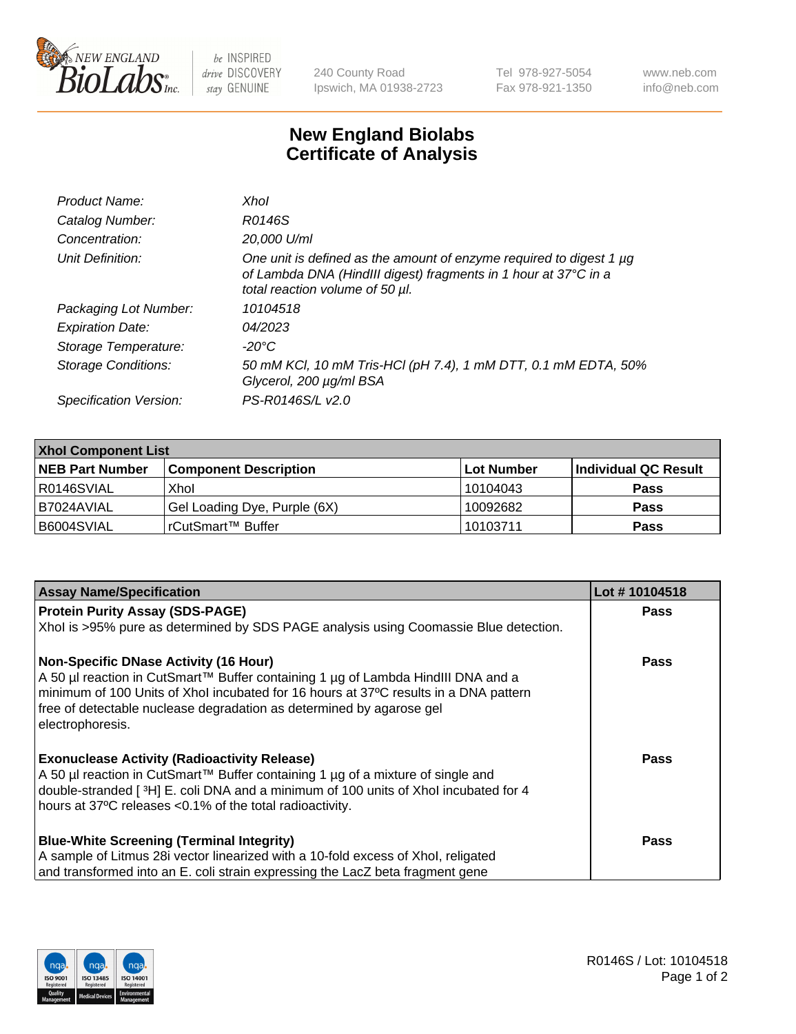New England BioLabs Inc. — be INSPIRED drive DISCOVERY stay GENUINE

240 County Road
Ipswich, MA 01938-2723

Tel 978-927-5054
Fax 978-921-1350

www.neb.com
info@neb.com

# New England Biolabs
# Certificate of Analysis

| | |
|---|---|
| *Product Name:* | *XhoI* |
| *Catalog Number:* | *R0146S* |
| *Concentration:* | *20,000 U/ml* |
| *Unit Definition:* | *One unit is defined as the amount of enzyme required to digest 1 µg of Lambda DNA (HindIII digest) fragments in 1 hour at 37°C in a total reaction volume of 50 µl.* |
| *Packaging Lot Number:* | *10104518* |
| *Expiration Date:* | *04/2023* |
| *Storage Temperature:* | *-20°C* |
| *Storage Conditions:* | *50 mM KCl, 10 mM Tris-HCl (pH 7.4), 1 mM DTT, 0.1 mM EDTA, 50% Glycerol, 200 µg/ml BSA* |
| *Specification Version:* | *PS-R0146S/L v2.0* |

| **XhoI Component List** | | | |
|---|---|---|---|
| **NEB Part Number** | **Component Description** | **Lot Number** | **Individual QC Result** |
| R0146SVIAL | XhoI | 10104043 | **Pass** |
| B7024AVIAL | Gel Loading Dye, Purple (6X) | 10092682 | **Pass** |
| B6004SVIAL | rCutSmart™ Buffer | 10103711 | **Pass** |

| **Assay Name/Specification** | **Lot # 10104518** |
|---|---|
| **Protein Purity Assay (SDS-PAGE)**<br>XhoI is >95% pure as determined by SDS PAGE analysis using Coomassie Blue detection. | **Pass** |
| **Non-Specific DNase Activity (16 Hour)**<br>A 50 µl reaction in CutSmart™ Buffer containing 1 µg of Lambda HindIII DNA and a minimum of 100 Units of XhoI incubated for 16 hours at 37ºC results in a DNA pattern free of detectable nuclease degradation as determined by agarose gel electrophoresis. | **Pass** |
| **Exonuclease Activity (Radioactivity Release)**<br>A 50 µl reaction in CutSmart™ Buffer containing 1 µg of a mixture of single and double-stranded [ $^{3}$H] E. coli DNA and a minimum of 100 units of XhoI incubated for 4 hours at 37ºC releases <0.1% of the total radioactivity. | **Pass** |
| **Blue-White Screening (Terminal Integrity)**<br>A sample of Litmus 28i vector linearized with a 10-fold excess of XhoI, religated and transformed into an E. coli strain expressing the LacZ beta fragment gene | **Pass** |

R0146S / Lot: 10104518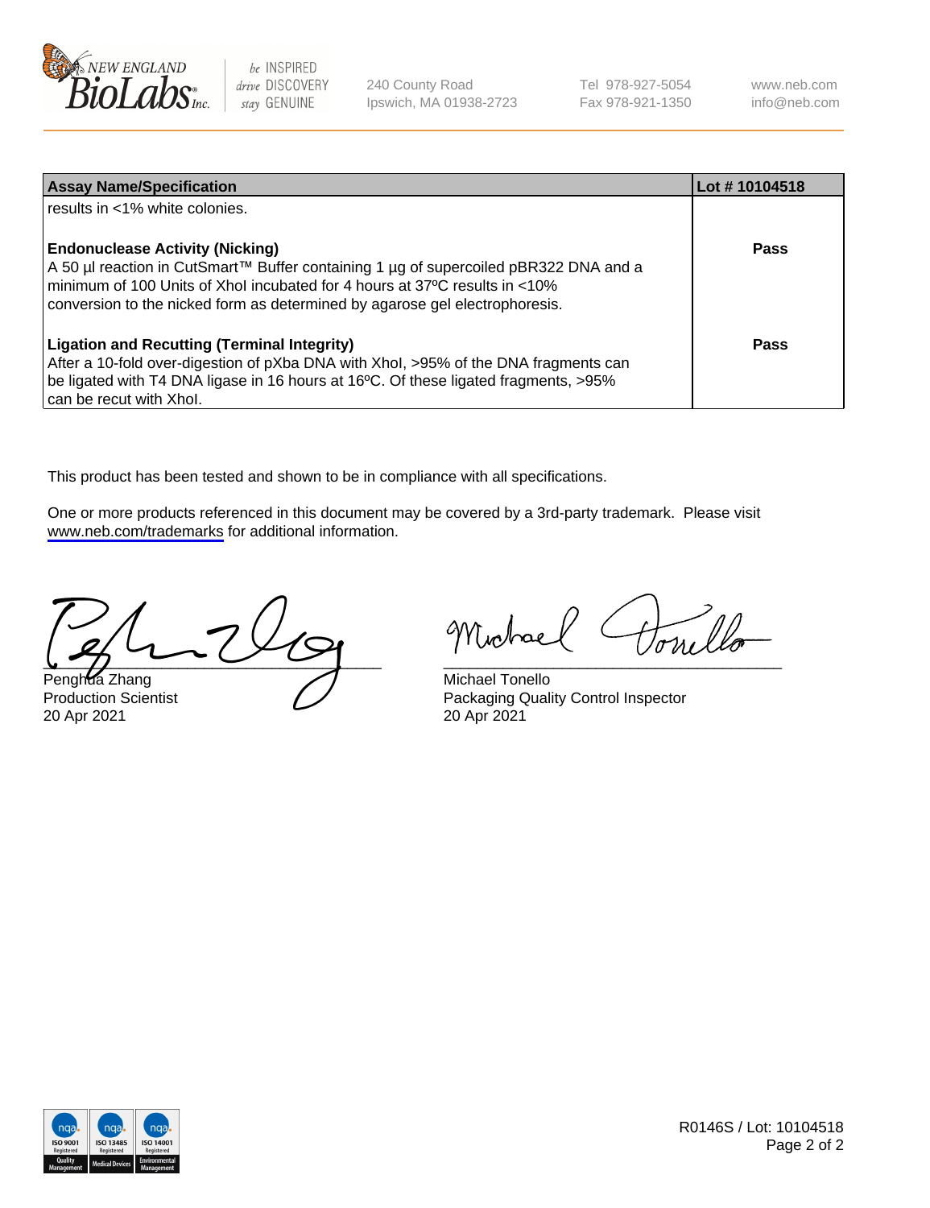| Assay Name/Specification | Lot # 10104518 |
| --- | --- |
| results in <1% white colonies. | |
| **Endonuclease Activity (Nicking)**<br>A 50 µl reaction in CutSmart™ Buffer containing 1 µg of supercoiled pBR322 DNA and a minimum of 100 Units of XhoI incubated for 4 hours at 37ºC results in <10% conversion to the nicked form as determined by agarose gel electrophoresis. | **Pass** |
| **Ligation and Recutting (Terminal Integrity)**<br>After a 10-fold over-digestion of pXba DNA with XhoI, >95% of the DNA fragments can be ligated with T4 DNA ligase in 16 hours at 16ºC. Of these ligated fragments, >95% can be recut with XhoI. | **Pass** |

This product has been tested and shown to be in compliance with all specifications.

One or more products referenced in this document may be covered by a 3rd-party trademark. Please visit www.neb.com/trademarks for additional information.

Penghua Zhang
Production Scientist
20 Apr 2021

Michael Tonello
Packaging Quality Control Inspector
20 Apr 2021

R0146S / Lot: 10104518